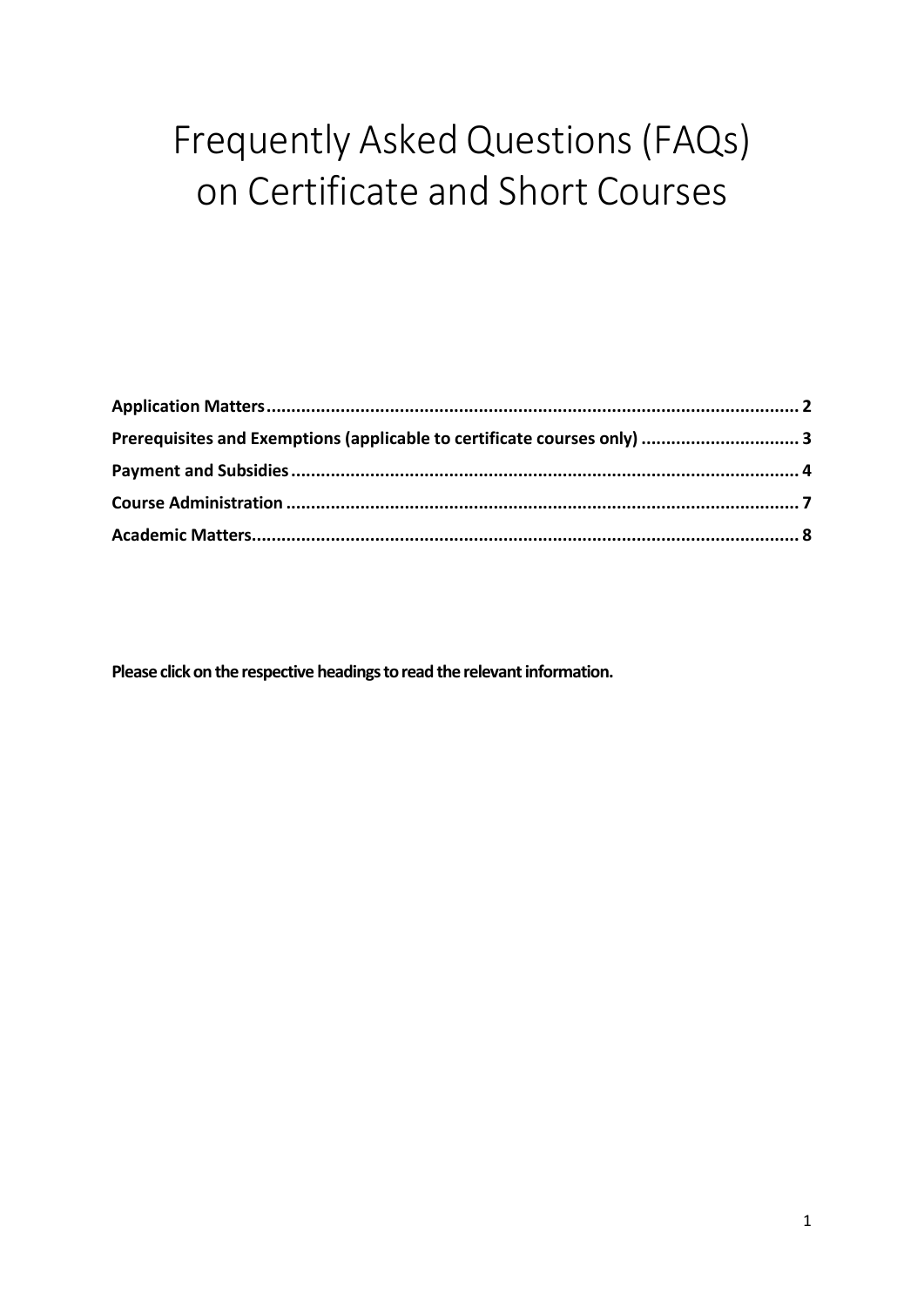# Frequently Asked Questions (FAQs) on Certificate and Short Courses

**Application Matters** .......................................................................................................... 2

**Prerequisites and Exemptions (applicable to certificate courses only)** ............................... 3

**Payment and Subsidies** ...................................................................................................... 4

**Course Administration** ...................................................................................................... 7

**Academic Matters** ............................................................................................................. 8

**Please click on the respective headings to read the relevant information.**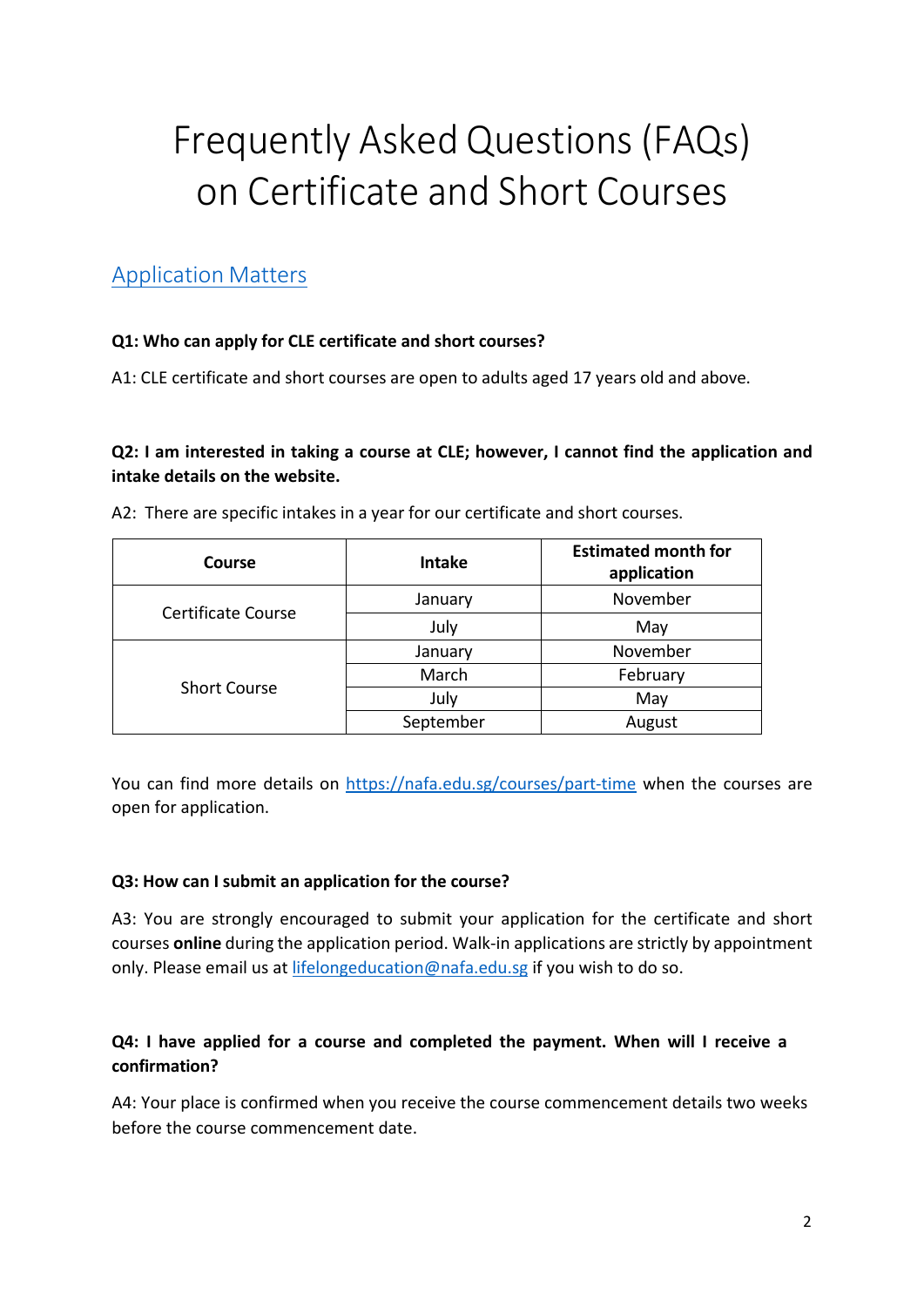# Frequently Asked Questions (FAQs) on Certificate and Short Courses

## Application Matters

**Q1: Who can apply for CLE certificate and short courses?**

A1: CLE certificate and short courses are open to adults aged 17 years old and above.

**Q2: I am interested in taking a course at CLE; however, I cannot find the application and intake details on the website.**

A2: There are specific intakes in a year for our certificate and short courses.

| Course | Intake | Estimated month for application |
|---|---|---|
| Certificate Course | January | November |
| | July | May |
| Short Course | January | November |
| | March | February |
| | July | May |
| | September | August |

You can find more details on [https://nafa.edu.sg/courses/part-time](https://nafa.edu.sg/courses/part-time) when the courses are open for application.

**Q3: How can I submit an application for the course?**

A3: You are strongly encouraged to submit your application for the certificate and short courses **online** during the application period. Walk-in applications are strictly by appointment only. Please email us at [lifelongeducation@nafa.edu.sg](mailto:lifelongeducation@nafa.edu.sg) if you wish to do so.

**Q4: I have applied for a course and completed the payment. When will I receive a confirmation?**

A4: Your place is confirmed when you receive the course commencement details two weeks before the course commencement date.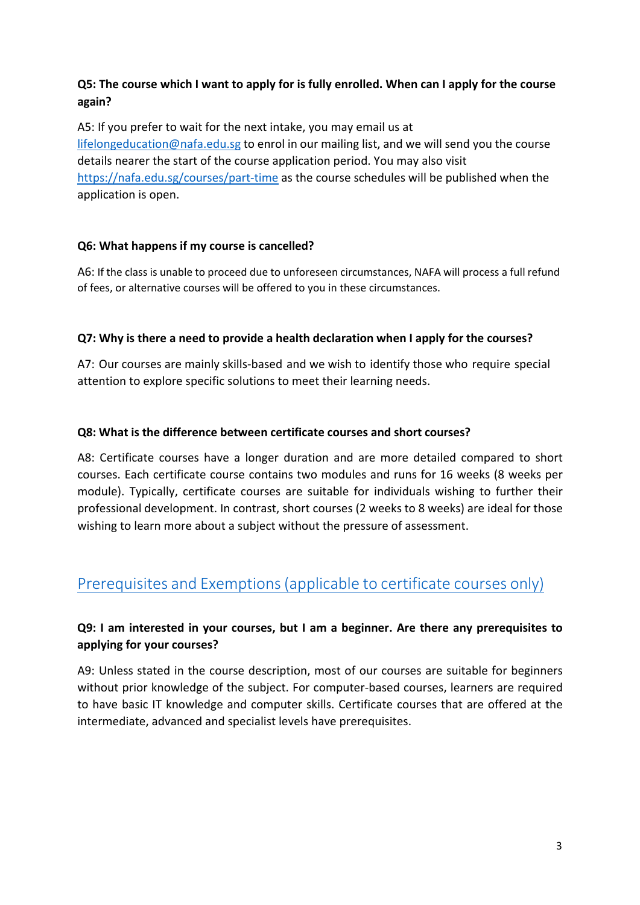**Q5: The course which I want to apply for is fully enrolled. When can I apply for the course again?**

A5: If you prefer to wait for the next intake, you may email us at lifelongeducation@nafa.edu.sg to enrol in our mailing list, and we will send you the course details nearer the start of the course application period. You may also visit https://nafa.edu.sg/courses/part-time as the course schedules will be published when the application is open.

**Q6: What happens if my course is cancelled?**

A6: If the class is unable to proceed due to unforeseen circumstances, NAFA will process a full refund of fees, or alternative courses will be offered to you in these circumstances.

**Q7: Why is there a need to provide a health declaration when I apply for the courses?**

A7: Our courses are mainly skills-based and we wish to identify those who require special attention to explore specific solutions to meet their learning needs.

**Q8: What is the difference between certificate courses and short courses?**

A8: Certificate courses have a longer duration and are more detailed compared to short courses. Each certificate course contains two modules and runs for 16 weeks (8 weeks per module). Typically, certificate courses are suitable for individuals wishing to further their professional development. In contrast, short courses (2 weeks to 8 weeks) are ideal for those wishing to learn more about a subject without the pressure of assessment.

## Prerequisites and Exemptions (applicable to certificate courses only)

**Q9: I am interested in your courses, but I am a beginner. Are there any prerequisites to applying for your courses?**

A9: Unless stated in the course description, most of our courses are suitable for beginners without prior knowledge of the subject. For computer-based courses, learners are required to have basic IT knowledge and computer skills. Certificate courses that are offered at the intermediate, advanced and specialist levels have prerequisites.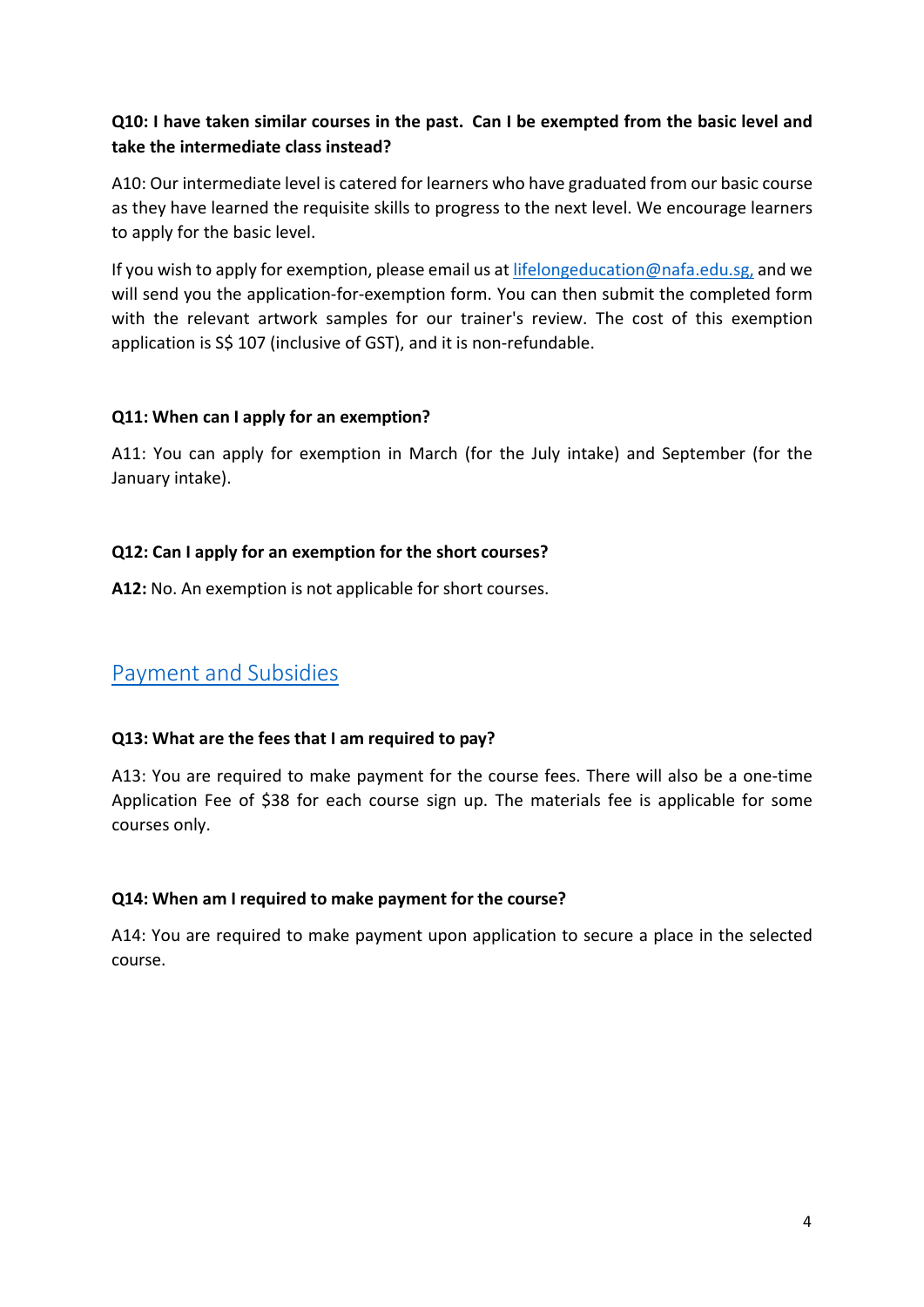**Q10: I have taken similar courses in the past. Can I be exempted from the basic level and take the intermediate class instead?**

A10: Our intermediate level is catered for learners who have graduated from our basic course as they have learned the requisite skills to progress to the next level. We encourage learners to apply for the basic level.

If you wish to apply for exemption, please email us at lifelongeducation@nafa.edu.sg, and we will send you the application-for-exemption form. You can then submit the completed form with the relevant artwork samples for our trainer's review. The cost of this exemption application is S$ 107 (inclusive of GST), and it is non-refundable.

**Q11: When can I apply for an exemption?**

A11: You can apply for exemption in March (for the July intake) and September (for the January intake).

**Q12: Can I apply for an exemption for the short courses?**

**A12:** No. An exemption is not applicable for short courses.

## Payment and Subsidies

**Q13: What are the fees that I am required to pay?**

A13: You are required to make payment for the course fees. There will also be a one-time Application Fee of $38 for each course sign up. The materials fee is applicable for some courses only.

**Q14: When am I required to make payment for the course?**

A14: You are required to make payment upon application to secure a place in the selected course.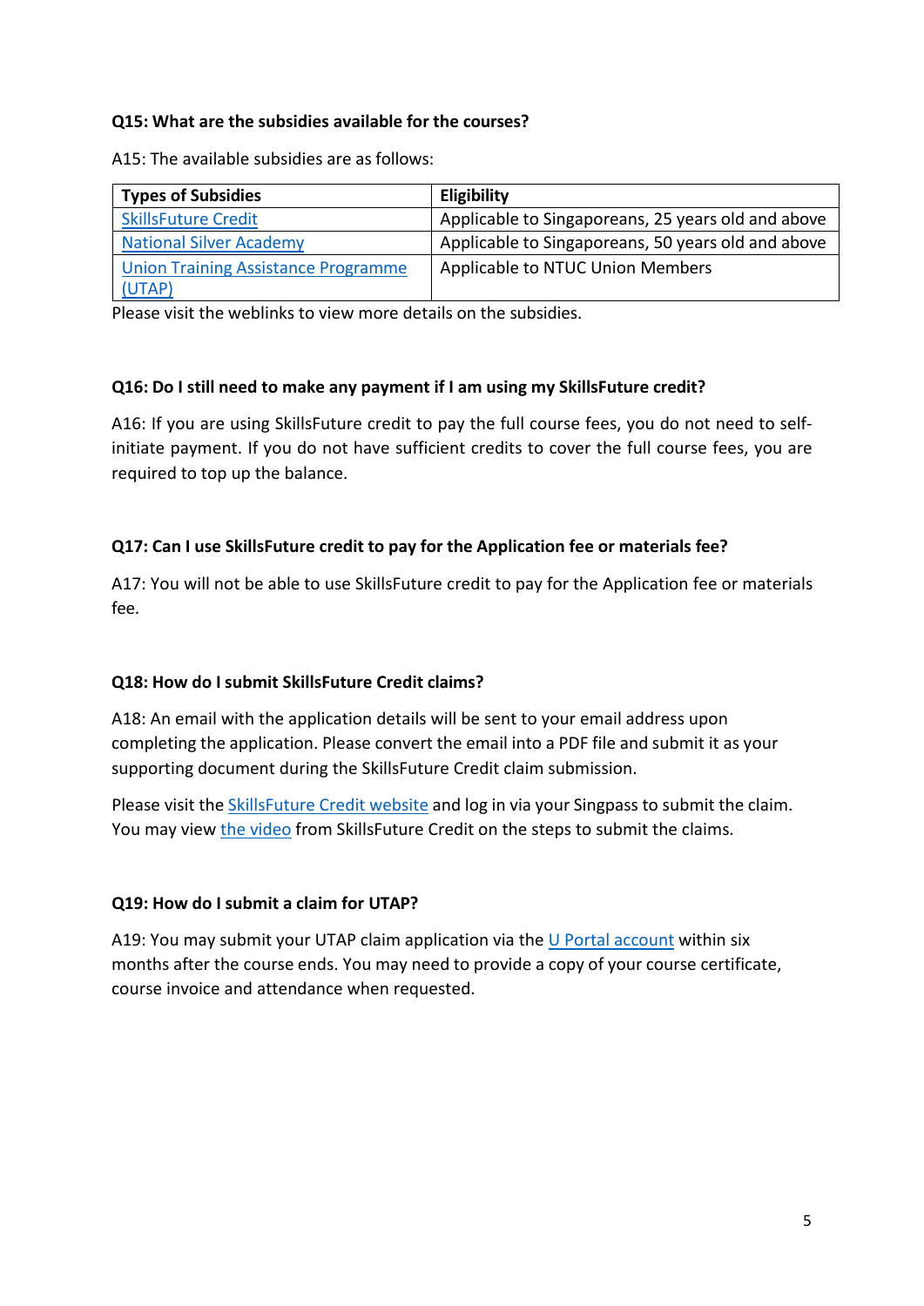**Q15: What are the subsidies available for the courses?**

A15: The available subsidies are as follows:

| Types of Subsidies | Eligibility |
|---|---|
| SkillsFuture Credit | Applicable to Singaporeans, 25 years old and above |
| National Silver Academy | Applicable to Singaporeans, 50 years old and above |
| Union Training Assistance Programme (UTAP) | Applicable to NTUC Union Members |

Please visit the weblinks to view more details on the subsidies.

**Q16: Do I still need to make any payment if I am using my SkillsFuture credit?**

A16: If you are using SkillsFuture credit to pay the full course fees, you do not need to self-initiate payment. If you do not have sufficient credits to cover the full course fees, you are required to top up the balance.

**Q17: Can I use SkillsFuture credit to pay for the Application fee or materials fee?**

A17: You will not be able to use SkillsFuture credit to pay for the Application fee or materials fee.

**Q18: How do I submit SkillsFuture Credit claims?**

A18: An email with the application details will be sent to your email address upon completing the application. Please convert the email into a PDF file and submit it as your supporting document during the SkillsFuture Credit claim submission.

Please visit the SkillsFuture Credit website and log in via your Singpass to submit the claim. You may view the video from SkillsFuture Credit on the steps to submit the claims.

**Q19: How do I submit a claim for UTAP?**

A19: You may submit your UTAP claim application via the U Portal account within six months after the course ends. You may need to provide a copy of your course certificate, course invoice and attendance when requested.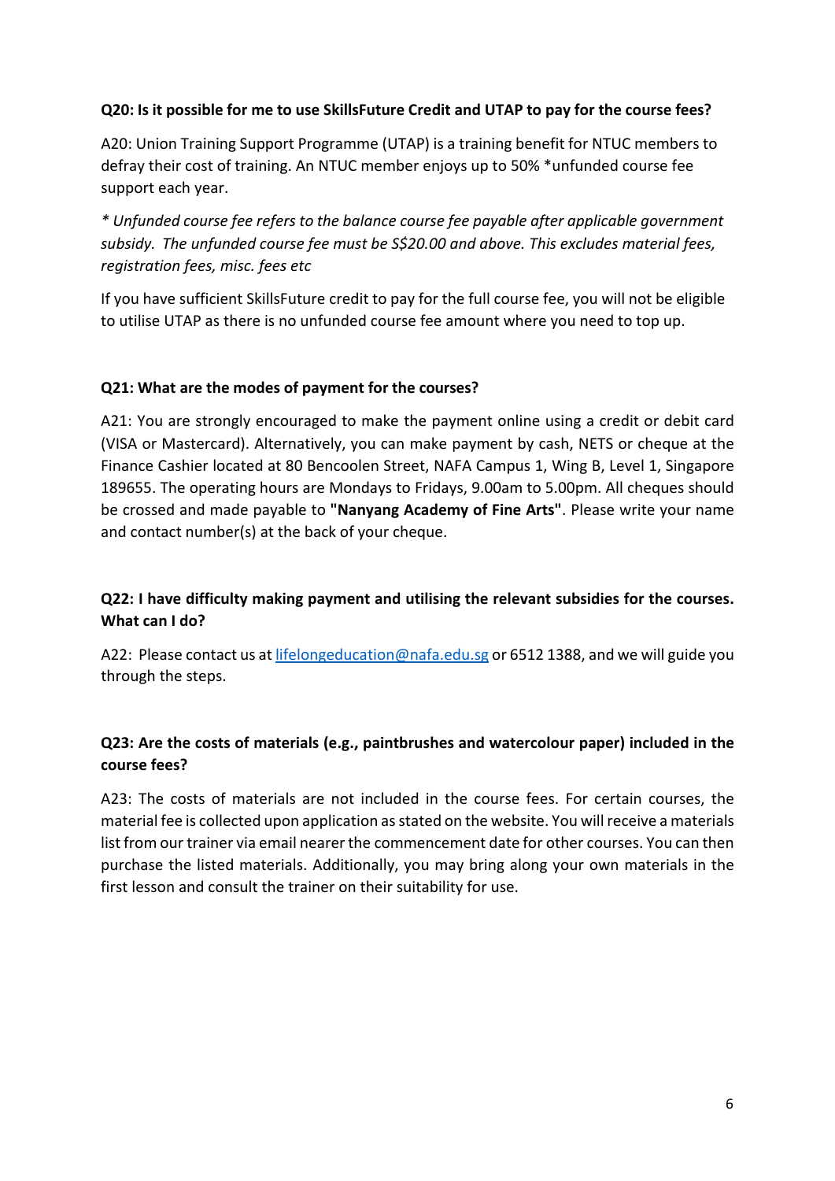**Q20: Is it possible for me to use SkillsFuture Credit and UTAP to pay for the course fees?**

A20: Union Training Support Programme (UTAP) is a training benefit for NTUC members to defray their cost of training. An NTUC member enjoys up to 50% *unfunded course fee support each year.

*\* Unfunded course fee refers to the balance course fee payable after applicable government subsidy. The unfunded course fee must be S$20.00 and above. This excludes material fees, registration fees, misc. fees etc*

If you have sufficient SkillsFuture credit to pay for the full course fee, you will not be eligible to utilise UTAP as there is no unfunded course fee amount where you need to top up.

**Q21: What are the modes of payment for the courses?**

A21: You are strongly encouraged to make the payment online using a credit or debit card (VISA or Mastercard). Alternatively, you can make payment by cash, NETS or cheque at the Finance Cashier located at 80 Bencoolen Street, NAFA Campus 1, Wing B, Level 1, Singapore 189655. The operating hours are Mondays to Fridays, 9.00am to 5.00pm. All cheques should be crossed and made payable to **"Nanyang Academy of Fine Arts"**. Please write your name and contact number(s) at the back of your cheque.

**Q22: I have difficulty making payment and utilising the relevant subsidies for the courses. What can I do?**

A22: Please contact us at [lifelongeducation@nafa.edu.sg](mailto:lifelongeducation@nafa.edu.sg) or 6512 1388, and we will guide you through the steps.

**Q23: Are the costs of materials (e.g., paintbrushes and watercolour paper) included in the course fees?**

A23: The costs of materials are not included in the course fees. For certain courses, the material fee is collected upon application as stated on the website. You will receive a materials list from our trainer via email nearer the commencement date for other courses. You can then purchase the listed materials. Additionally, you may bring along your own materials in the first lesson and consult the trainer on their suitability for use.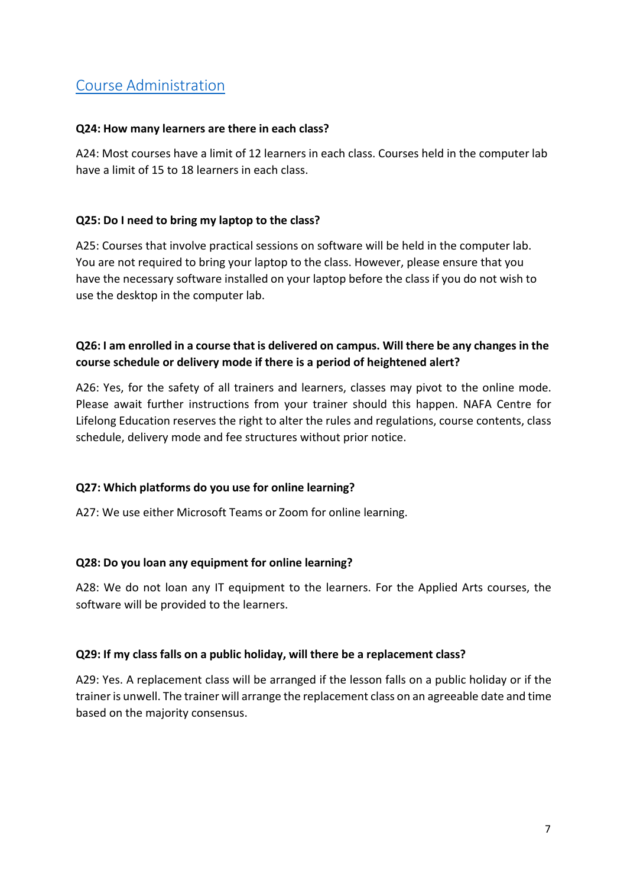## Course Administration

**Q24: How many learners are there in each class?**

A24: Most courses have a limit of 12 learners in each class. Courses held in the computer lab have a limit of 15 to 18 learners in each class.

**Q25: Do I need to bring my laptop to the class?**

A25: Courses that involve practical sessions on software will be held in the computer lab. You are not required to bring your laptop to the class. However, please ensure that you have the necessary software installed on your laptop before the class if you do not wish to use the desktop in the computer lab.

**Q26: I am enrolled in a course that is delivered on campus. Will there be any changes in the course schedule or delivery mode if there is a period of heightened alert?**

A26: Yes, for the safety of all trainers and learners, classes may pivot to the online mode. Please await further instructions from your trainer should this happen. NAFA Centre for Lifelong Education reserves the right to alter the rules and regulations, course contents, class schedule, delivery mode and fee structures without prior notice.

**Q27: Which platforms do you use for online learning?**

A27: We use either Microsoft Teams or Zoom for online learning.

**Q28: Do you loan any equipment for online learning?**

A28: We do not loan any IT equipment to the learners. For the Applied Arts courses, the software will be provided to the learners.

**Q29: If my class falls on a public holiday, will there be a replacement class?**

A29: Yes. A replacement class will be arranged if the lesson falls on a public holiday or if the trainer is unwell. The trainer will arrange the replacement class on an agreeable date and time based on the majority consensus.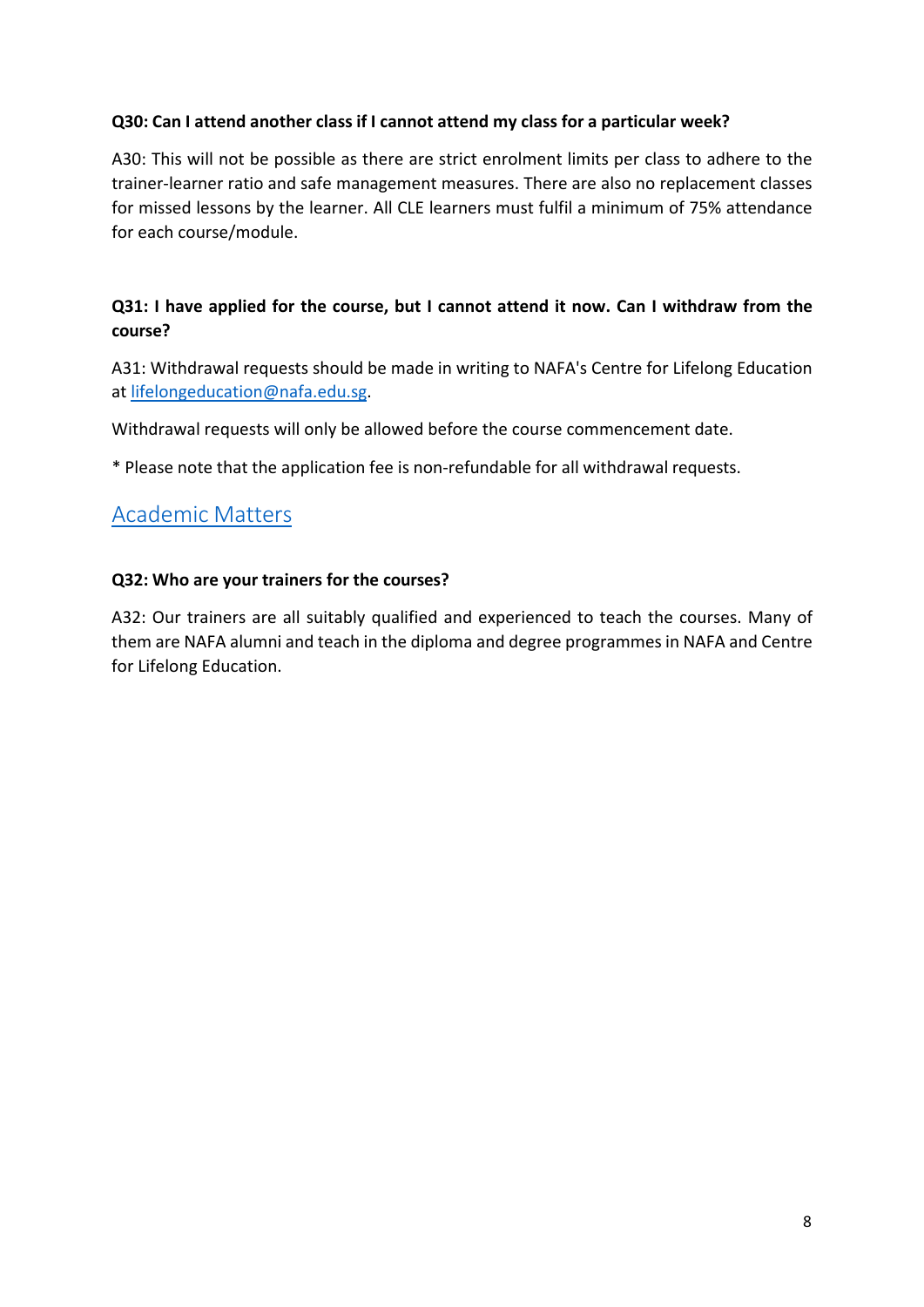**Q30: Can I attend another class if I cannot attend my class for a particular week?**

A30: This will not be possible as there are strict enrolment limits per class to adhere to the trainer-learner ratio and safe management measures. There are also no replacement classes for missed lessons by the learner. All CLE learners must fulfil a minimum of 75% attendance for each course/module.

**Q31: I have applied for the course, but I cannot attend it now. Can I withdraw from the course?**

A31: Withdrawal requests should be made in writing to NAFA's Centre for Lifelong Education at [lifelongeducation@nafa.edu.sg](mailto:lifelongeducation@nafa.edu.sg).

Withdrawal requests will only be allowed before the course commencement date.

* Please note that the application fee is non-refundable for all withdrawal requests.

## Academic Matters

**Q32: Who are your trainers for the courses?**

A32: Our trainers are all suitably qualified and experienced to teach the courses. Many of them are NAFA alumni and teach in the diploma and degree programmes in NAFA and Centre for Lifelong Education.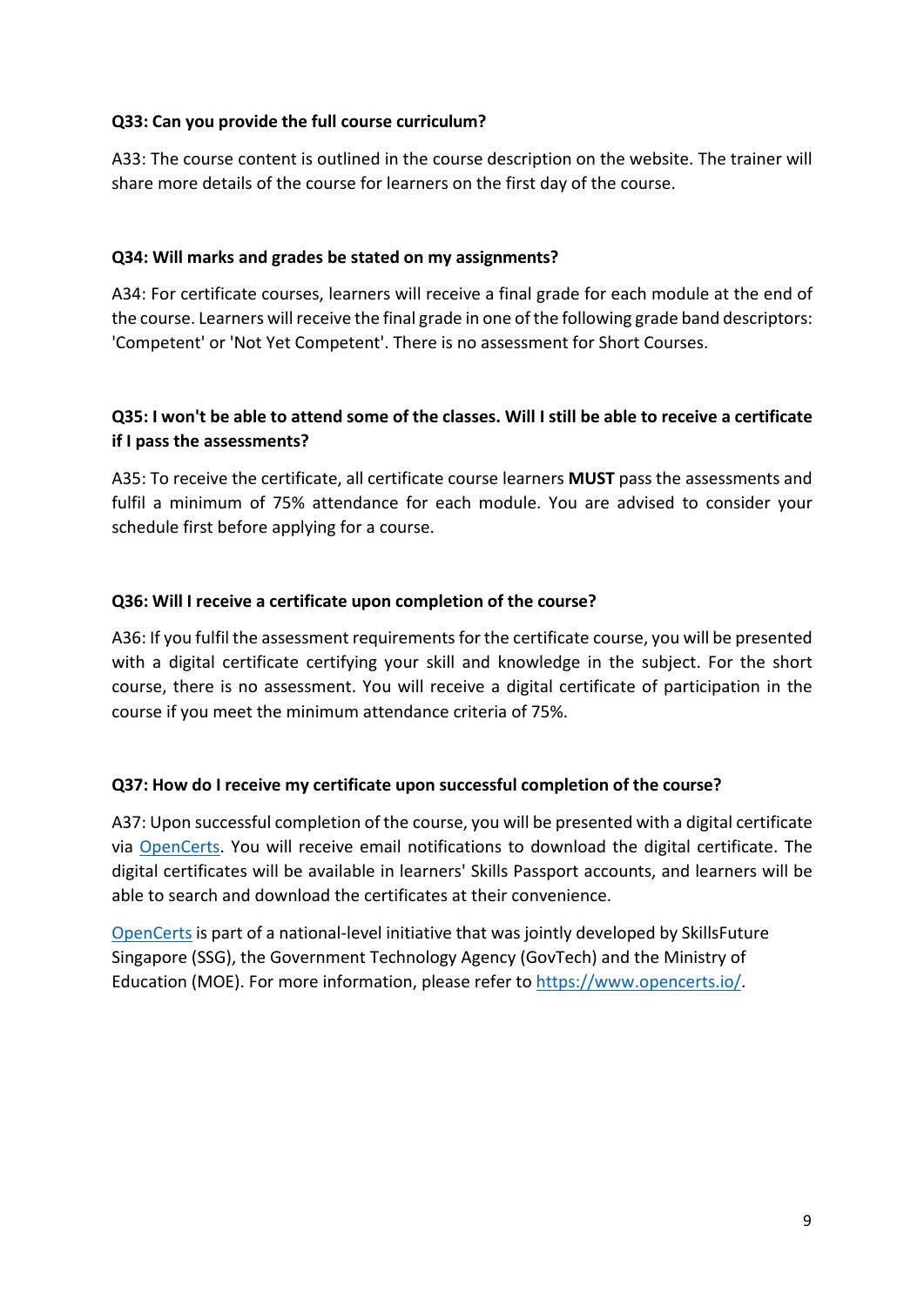**Q33: Can you provide the full course curriculum?**

A33: The course content is outlined in the course description on the website. The trainer will share more details of the course for learners on the first day of the course.

**Q34: Will marks and grades be stated on my assignments?**

A34: For certificate courses, learners will receive a final grade for each module at the end of the course. Learners will receive the final grade in one of the following grade band descriptors: 'Competent' or 'Not Yet Competent'. There is no assessment for Short Courses.

**Q35: I won't be able to attend some of the classes. Will I still be able to receive a certificate if I pass the assessments?**

A35: To receive the certificate, all certificate course learners **MUST** pass the assessments and fulfil a minimum of 75% attendance for each module. You are advised to consider your schedule first before applying for a course.

**Q36: Will I receive a certificate upon completion of the course?**

A36: If you fulfil the assessment requirements for the certificate course, you will be presented with a digital certificate certifying your skill and knowledge in the subject. For the short course, there is no assessment. You will receive a digital certificate of participation in the course if you meet the minimum attendance criteria of 75%.

**Q37: How do I receive my certificate upon successful completion of the course?**

A37: Upon successful completion of the course, you will be presented with a digital certificate via [OpenCerts](https://www.opencerts.io/). You will receive email notifications to download the digital certificate. The digital certificates will be available in learners' Skills Passport accounts, and learners will be able to search and download the certificates at their convenience.

[OpenCerts](https://www.opencerts.io/) is part of a national-level initiative that was jointly developed by SkillsFuture Singapore (SSG), the Government Technology Agency (GovTech) and the Ministry of Education (MOE). For more information, please refer to [https://www.opencerts.io/](https://www.opencerts.io/).